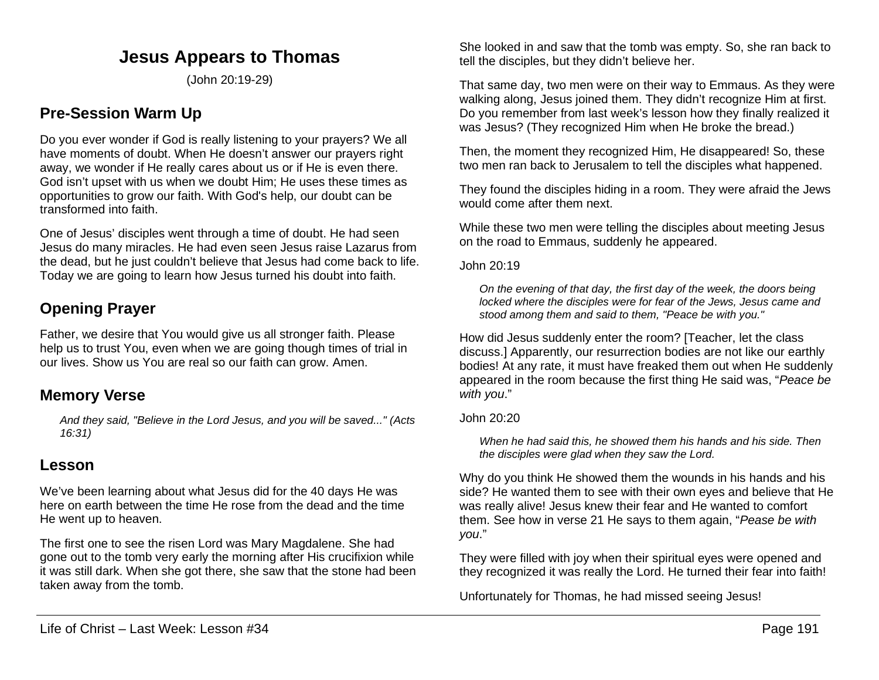# Jesus Appears to Thomas

(John 20:19-29)

## Pre-Session Warm Up

Do you ever wonder if God is really listening to your prayers? We all have moments of doubt. When He doesn't answer our prayers right away, we wonder if He really cares about us or if He is even there. God isn't upset with us when we doubt Him; He uses these times as opportunities to grow our faith. With God's help, our doubt can be transformed into faith.

One of Jesus' disciples went through a time of doubt. He had seen Jesus do many miracles. He had even seen Jesus raise Lazarus from the dead, but he just couldn't believe that Jesus had come back to life. Today we are going to learn how Jesus turned his doubt into faith.

## Opening Prayer

Father, we desire that You would give us all stronger faith. Please help us to trust You, even when we are going though times of trial in our lives. Show us You are real so our faith can grow. Amen.

## Memory Verse

> *And they said, "Believe in the Lord Jesus, and you will be saved..." (Acts 16:31)*

## Lesson

We've been learning about what Jesus did for the 40 days He was here on earth between the time He rose from the dead and the time He went up to heaven.

The first one to see the risen Lord was Mary Magdalene. She had gone out to the tomb very early the morning after His crucifixion while it was still dark. When she got there, she saw that the stone had been taken away from the tomb.

She looked in and saw that the tomb was empty. So, she ran back to tell the disciples, but they didn't believe her.

That same day, two men were on their way to Emmaus. As they were walking along, Jesus joined them. They didn't recognize Him at first. Do you remember from last week's lesson how they finally realized it was Jesus? (They recognized Him when He broke the bread.)

Then, the moment they recognized Him, He disappeared! So, these two men ran back to Jerusalem to tell the disciples what happened.

They found the disciples hiding in a room. They were afraid the Jews would come after them next.

While these two men were telling the disciples about meeting Jesus on the road to Emmaus, suddenly he appeared.

John 20:19

> *On the evening of that day, the first day of the week, the doors being locked where the disciples were for fear of the Jews, Jesus came and stood among them and said to them, "Peace be with you."*

How did Jesus suddenly enter the room? [Teacher, let the class discuss.] Apparently, our resurrection bodies are not like our earthly bodies! At any rate, it must have freaked them out when He suddenly appeared in the room because the first thing He said was, "*Peace be with you*."

John 20:20

> *When he had said this, he showed them his hands and his side. Then the disciples were glad when they saw the Lord.*

Why do you think He showed them the wounds in his hands and his side? He wanted them to see with their own eyes and believe that He was really alive! Jesus knew their fear and He wanted to comfort them. See how in verse 21 He says to them again, "*Pease be with you*."

They were filled with joy when their spiritual eyes were opened and they recognized it was really the Lord. He turned their fear into faith!

Unfortunately for Thomas, he had missed seeing Jesus!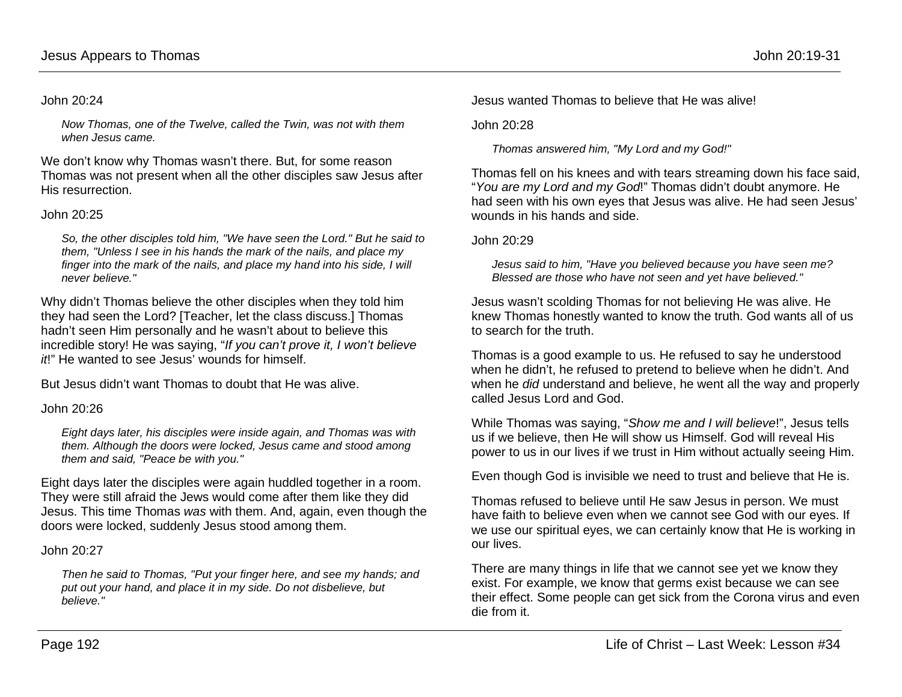John 20:24

> *Now Thomas, one of the Twelve, called the Twin, was not with them when Jesus came.*

We don't know why Thomas wasn't there. But, for some reason Thomas was not present when all the other disciples saw Jesus after His resurrection.

John 20:25

> *So, the other disciples told him, "We have seen the Lord." But he said to them, "Unless I see in his hands the mark of the nails, and place my finger into the mark of the nails, and place my hand into his side, I will never believe."*

Why didn't Thomas believe the other disciples when they told him they had seen the Lord? [Teacher, let the class discuss.] Thomas hadn't seen Him personally and he wasn't about to believe this incredible story! He was saying, "*If you can't prove it, I won't believe it*!" He wanted to see Jesus' wounds for himself.

But Jesus didn't want Thomas to doubt that He was alive.

John 20:26

> *Eight days later, his disciples were inside again, and Thomas was with them. Although the doors were locked, Jesus came and stood among them and said, "Peace be with you."*

Eight days later the disciples were again huddled together in a room. They were still afraid the Jews would come after them like they did Jesus. This time Thomas *was* with them. And, again, even though the doors were locked, suddenly Jesus stood among them.

John 20:27

> *Then he said to Thomas, "Put your finger here, and see my hands; and put out your hand, and place it in my side. Do not disbelieve, but believe."*

Jesus wanted Thomas to believe that He was alive!

John 20:28

> *Thomas answered him, "My Lord and my God!"*

Thomas fell on his knees and with tears streaming down his face said, "*You are my Lord and my God*!" Thomas didn't doubt anymore. He had seen with his own eyes that Jesus was alive. He had seen Jesus' wounds in his hands and side.

John 20:29

> *Jesus said to him, "Have you believed because you have seen me? Blessed are those who have not seen and yet have believed."*

Jesus wasn't scolding Thomas for not believing He was alive. He knew Thomas honestly wanted to know the truth. God wants all of us to search for the truth.

Thomas is a good example to us. He refused to say he understood when he didn't, he refused to pretend to believe when he didn't. And when he *did* understand and believe, he went all the way and properly called Jesus Lord and God.

While Thomas was saying, "*Show me and I will believe*!", Jesus tells us if we believe, then He will show us Himself. God will reveal His power to us in our lives if we trust in Him without actually seeing Him.

Even though God is invisible we need to trust and believe that He is.

Thomas refused to believe until He saw Jesus in person. We must have faith to believe even when we cannot see God with our eyes. If we use our spiritual eyes, we can certainly know that He is working in our lives.

There are many things in life that we cannot see yet we know they exist. For example, we know that germs exist because we can see their effect. Some people can get sick from the Corona virus and even die from it.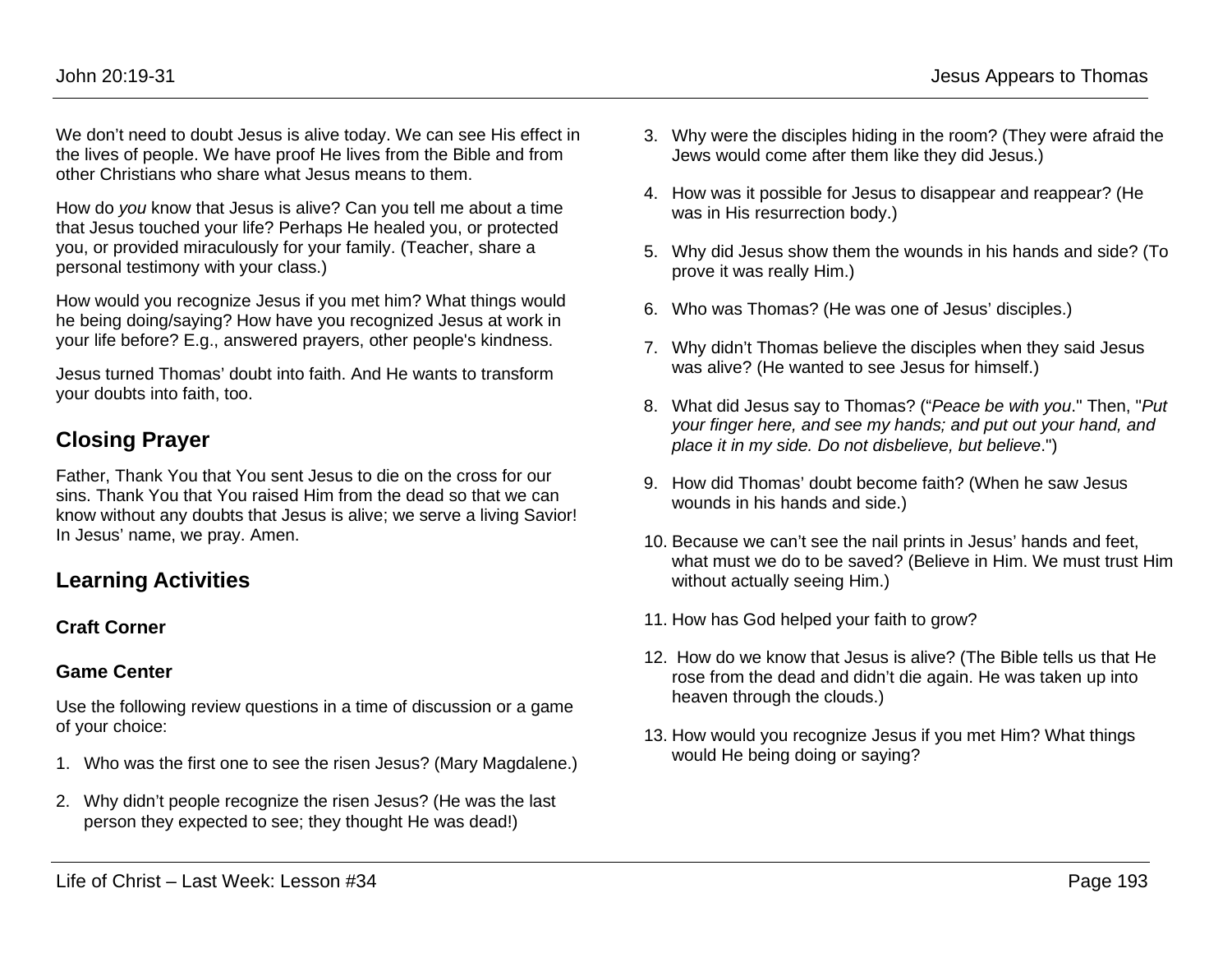We don't need to doubt Jesus is alive today. We can see His effect in the lives of people. We have proof He lives from the Bible and from other Christians who share what Jesus means to them.

How do *you* know that Jesus is alive? Can you tell me about a time that Jesus touched your life? Perhaps He healed you, or protected you, or provided miraculously for your family. (Teacher, share a personal testimony with your class.)

How would you recognize Jesus if you met him? What things would he being doing/saying? How have you recognized Jesus at work in your life before? E.g., answered prayers, other people's kindness.

Jesus turned Thomas' doubt into faith. And He wants to transform your doubts into faith, too.

## Closing Prayer

Father, Thank You that You sent Jesus to die on the cross for our sins. Thank You that You raised Him from the dead so that we can know without any doubts that Jesus is alive; we serve a living Savior! In Jesus' name, we pray. Amen.

## Learning Activities

### Craft Corner

### Game Center

Use the following review questions in a time of discussion or a game of your choice:

1. Who was the first one to see the risen Jesus? (Mary Magdalene.)
2. Why didn't people recognize the risen Jesus? (He was the last person they expected to see; they thought He was dead!)
3. Why were the disciples hiding in the room? (They were afraid the Jews would come after them like they did Jesus.)
4. How was it possible for Jesus to disappear and reappear? (He was in His resurrection body.)
5. Why did Jesus show them the wounds in his hands and side? (To prove it was really Him.)
6. Who was Thomas? (He was one of Jesus' disciples.)
7. Why didn't Thomas believe the disciples when they said Jesus was alive? (He wanted to see Jesus for himself.)
8. What did Jesus say to Thomas? ("*Peace be with you*." Then, "*Put your finger here, and see my hands; and put out your hand, and place it in my side. Do not disbelieve, but believe*.")
9. How did Thomas' doubt become faith? (When he saw Jesus wounds in his hands and side.)
10. Because we can't see the nail prints in Jesus' hands and feet, what must we do to be saved? (Believe in Him. We must trust Him without actually seeing Him.)
11. How has God helped your faith to grow?
12. How do we know that Jesus is alive? (The Bible tells us that He rose from the dead and didn't die again. He was taken up into heaven through the clouds.)
13. How would you recognize Jesus if you met Him? What things would He being doing or saying?